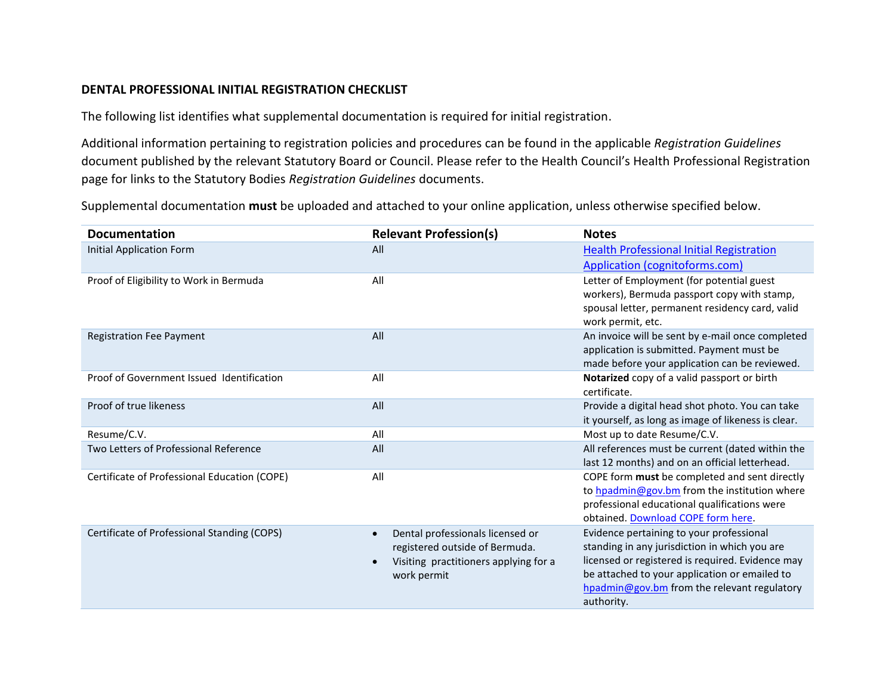## DENTAL PROFESSIONAL INITIAL REGISTRATION CHECKLIST

The following list identifies what supplemental documentation is required for initial registration.

Additional information pertaining to registration policies and procedures can be found in the applicable *Registration Guidelines* document published by the relevant Statutory Board or Council. Please refer to the Health Council's Health Professional Registration page for links to the Statutory Bodies *Registration Guidelines* documents.

Supplemental documentation **must** be uploaded and attached to your online application, unless otherwise specified below.

| Documentation | Relevant Profession(s) | Notes |
|---|---|---|
| Initial Application Form | All | [Health Professional Initial Registration Application (cognitoforms.com)]() |
| Proof of Eligibility to Work in Bermuda | All | Letter of Employment (for potential guest workers), Bermuda passport copy with stamp, spousal letter, permanent residency card, valid work permit, etc. |
| Registration Fee Payment | All | An invoice will be sent by e-mail once completed application is submitted. Payment must be made before your application can be reviewed. |
| Proof of Government Issued Identification | All | **Notarized** copy of a valid passport or birth certificate. |
| Proof of true likeness | All | Provide a digital head shot photo. You can take it yourself, as long as image of likeness is clear. |
| Resume/C.V. | All | Most up to date Resume/C.V. |
| Two Letters of Professional Reference | All | All references must be current (dated within the last 12 months) and on an official letterhead. |
| Certificate of Professional Education (COPE) | All | COPE form **must** be completed and sent directly to hpadmin@gov.bm from the institution where professional educational qualifications were obtained. [Download COPE form here](). |
| Certificate of Professional Standing (COPS) | • Dental professionals licensed or registered outside of Bermuda.<br>• Visiting practitioners applying for a work permit | Evidence pertaining to your professional standing in any jurisdiction in which you are licensed or registered is required. Evidence may be attached to your application or emailed to hpadmin@gov.bm from the relevant regulatory authority. |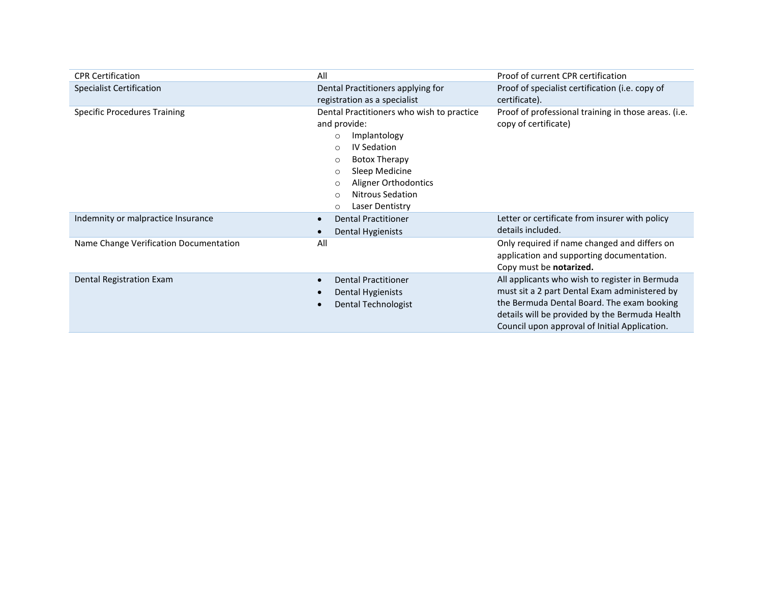| | | |
|---|---|---|
| CPR Certification | All | Proof of current CPR certification |
| Specialist Certification | Dental Practitioners applying for registration as a specialist | Proof of specialist certification (i.e. copy of certificate). |
| Specific Procedures Training | Dental Practitioners who wish to practice and provide:<br>○ Implantology<br>○ IV Sedation<br>○ Botox Therapy<br>○ Sleep Medicine<br>○ Aligner Orthodontics<br>○ Nitrous Sedation<br>○ Laser Dentistry | Proof of professional training in those areas. (i.e. copy of certificate) |
| Indemnity or malpractice Insurance | • Dental Practitioner<br>• Dental Hygienists | Letter or certificate from insurer with policy details included. |
| Name Change Verification Documentation | All | Only required if name changed and differs on application and supporting documentation. Copy must be **notarized.** |
| Dental Registration Exam | • Dental Practitioner<br>• Dental Hygienists<br>• Dental Technologist | All applicants who wish to register in Bermuda must sit a 2 part Dental Exam administered by the Bermuda Dental Board. The exam booking details will be provided by the Bermuda Health Council upon approval of Initial Application. |